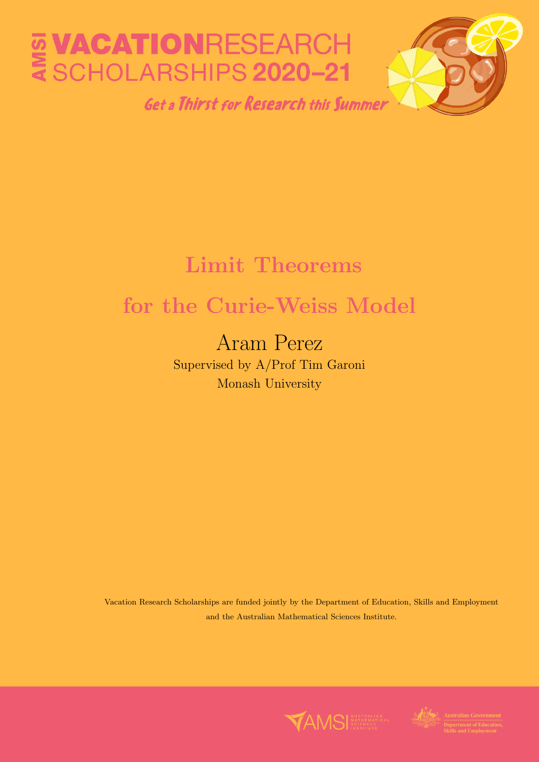AMSI VACATIONRESEARCH SCHOLARSHIPS 2020–21

*Get a Thirst for Research this Summer*

# Limit Theorems for the Curie-Weiss Model

Aram Perez

Supervised by A/Prof Tim Garoni

Monash University

Vacation Research Scholarships are funded jointly by the Department of Education, Skills and Employment and the Australian Mathematical Sciences Institute.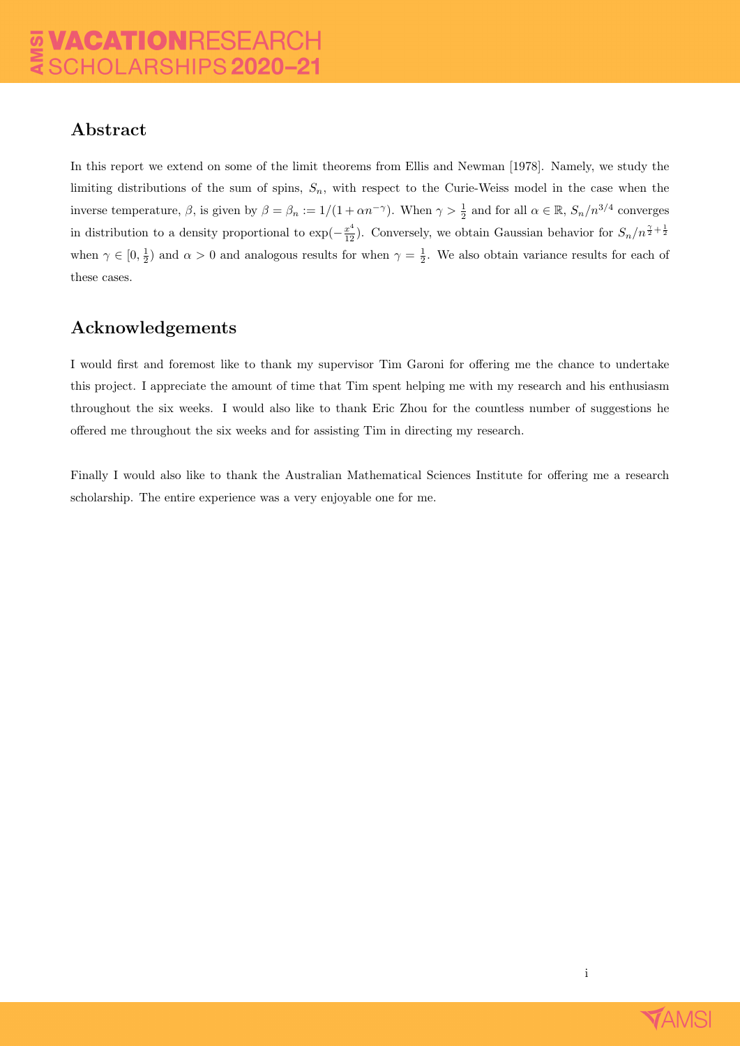## Abstract

In this report we extend on some of the limit theorems from Ellis and Newman [1978]. Namely, we study the limiting distributions of the sum of spins, $S_n$, with respect to the Curie-Weiss model in the case when the inverse temperature, $\beta$, is given by $\beta = \beta_n := 1/(1 + \alpha n^{-\gamma})$. When $\gamma > \frac{1}{2}$ and for all $\alpha \in \mathbb{R}$, $S_n/n^{3/4}$ converges in distribution to a density proportional to $\exp(-\frac{x^4}{12})$. Conversely, we obtain Gaussian behavior for $S_n/n^{\frac{\gamma}{2}+\frac{1}{2}}$ when $\gamma \in [0, \frac{1}{2})$ and $\alpha > 0$ and analogous results for when $\gamma = \frac{1}{2}$. We also obtain variance results for each of these cases.

## Acknowledgements

I would first and foremost like to thank my supervisor Tim Garoni for offering me the chance to undertake this project. I appreciate the amount of time that Tim spent helping me with my research and his enthusiasm throughout the six weeks. I would also like to thank Eric Zhou for the countless number of suggestions he offered me throughout the six weeks and for assisting Tim in directing my research.

Finally I would also like to thank the Australian Mathematical Sciences Institute for offering me a research scholarship. The entire experience was a very enjoyable one for me.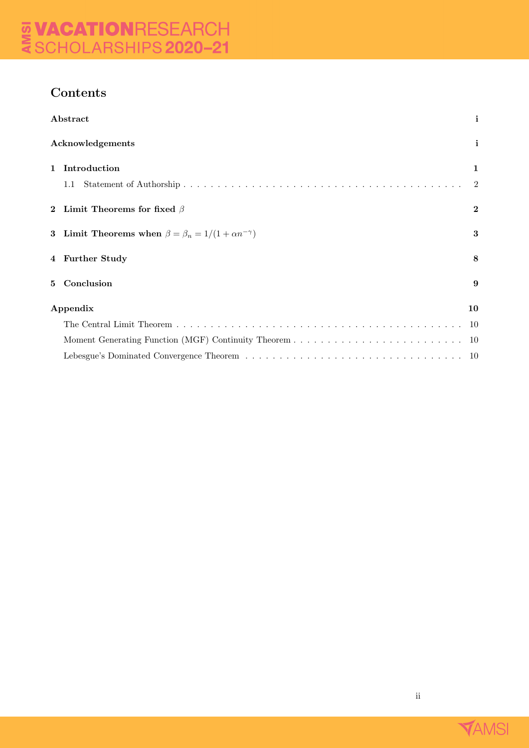## Contents

| | |
|---|---|
| **Abstract** | **i** |
| **Acknowledgements** | **i** |
| **1 Introduction** | **1** |
| 1.1 Statement of Authorship | 2 |
| **2 Limit Theorems for fixed $\beta$** | **2** |
| **3 Limit Theorems when $\beta = \beta_n = 1/(1 + \alpha n^{-\gamma})$** | **3** |
| **4 Further Study** | **8** |
| **5 Conclusion** | **9** |
| **Appendix** | **10** |
| The Central Limit Theorem | 10 |
| Moment Generating Function (MGF) Continuity Theorem | 10 |
| Lebesgue's Dominated Convergence Theorem | 10 |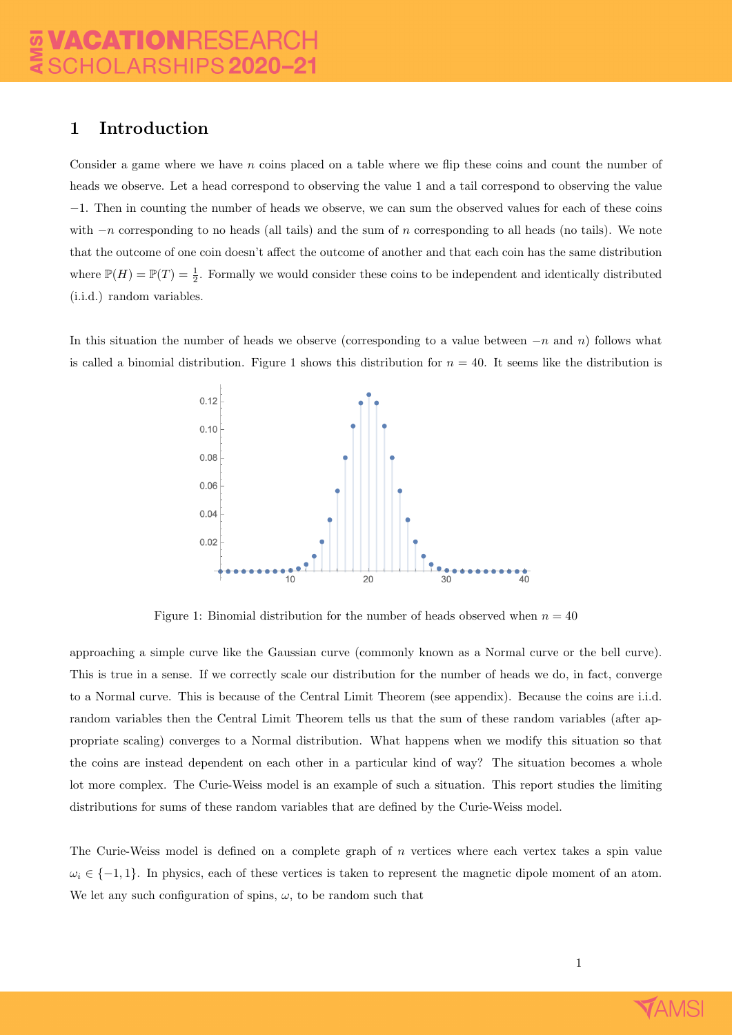## 1 Introduction

Consider a game where we have $n$ coins placed on a table where we flip these coins and count the number of heads we observe. Let a head correspond to observing the value 1 and a tail correspond to observing the value $-1$. Then in counting the number of heads we observe, we can sum the observed values for each of these coins with $-n$ corresponding to no heads (all tails) and the sum of $n$ corresponding to all heads (no tails). We note that the outcome of one coin doesn't affect the outcome of another and that each coin has the same distribution where $\mathbb{P}(H) = \mathbb{P}(T) = \frac{1}{2}$. Formally we would consider these coins to be independent and identically distributed (i.i.d.) random variables.

In this situation the number of heads we observe (corresponding to a value between $-n$ and $n$) follows what is called a binomial distribution. Figure 1 shows this distribution for $n = 40$. It seems like the distribution is approaching a simple curve like the Gaussian curve (commonly known as a Normal curve or the bell curve). This is true in a sense. If we correctly scale our distribution for the number of heads we do, in fact, converge to a Normal curve. This is because of the Central Limit Theorem (see appendix). Because the coins are i.i.d. random variables then the Central Limit Theorem tells us that the sum of these random variables (after appropriate scaling) converges to a Normal distribution. What happens when we modify this situation so that the coins are instead dependent on each other in a particular kind of way? The situation becomes a whole lot more complex. The Curie-Weiss model is an example of such a situation. This report studies the limiting distributions for sums of these random variables that are defined by the Curie-Weiss model.

Figure 1: Binomial distribution for the number of heads observed when $n = 40$

The Curie-Weiss model is defined on a complete graph of $n$ vertices where each vertex takes a spin value $\omega_i \in \{-1, 1\}$. In physics, each of these vertices is taken to represent the magnetic dipole moment of an atom. We let any such configuration of spins, $\omega$, to be random such that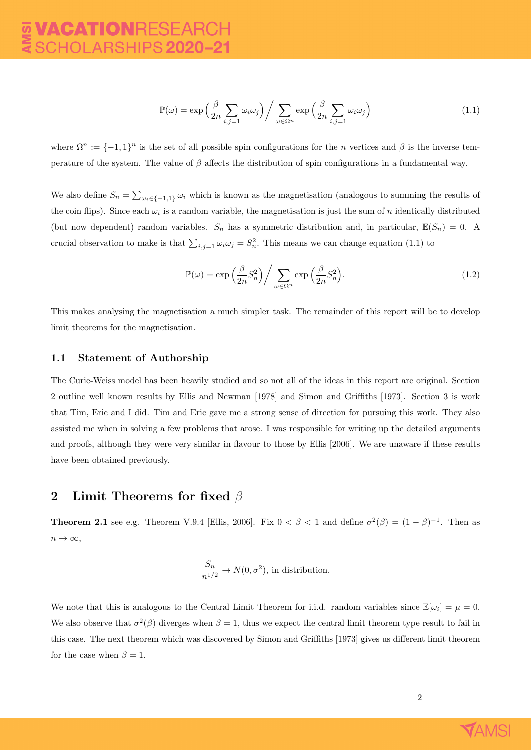$$\mathbb{P}(\omega) = \exp\Big(\frac{\beta}{2n}\sum_{i,j=1}\omega_i\omega_j\Big)\Big/\sum_{\omega\in\Omega^n}\exp\Big(\frac{\beta}{2n}\sum_{i,j=1}\omega_i\omega_j\Big) \tag{1.1}$$

where $\Omega^n := \{-1,1\}^n$ is the set of all possible spin configurations for the $n$ vertices and $\beta$ is the inverse temperature of the system. The value of $\beta$ affects the distribution of spin configurations in a fundamental way.

We also define $S_n = \sum_{\omega_i\in\{-1,1\}}\omega_i$ which is known as the magnetisation (analogous to summing the results of the coin flips). Since each $\omega_i$ is a random variable, the magnetisation is just the sum of $n$ identically distributed (but now dependent) random variables. $S_n$ has a symmetric distribution and, in particular, $\mathbb{E}(S_n) = 0$. A crucial observation to make is that $\sum_{i,j=1}\omega_i\omega_j = S_n^2$. This means we can change equation (1.1) to

$$\mathbb{P}(\omega) = \exp\Big(\frac{\beta}{2n}S_n^2\Big)\Big/\sum_{\omega\in\Omega^n}\exp\Big(\frac{\beta}{2n}S_n^2\Big). \tag{1.2}$$

This makes analysing the magnetisation a much simpler task. The remainder of this report will be to develop limit theorems for the magnetisation.

### 1.1 Statement of Authorship

The Curie-Weiss model has been heavily studied and so not all of the ideas in this report are original. Section 2 outline well known results by Ellis and Newman [1978] and Simon and Griffiths [1973]. Section 3 is work that Tim, Eric and I did. Tim and Eric gave me a strong sense of direction for pursuing this work. They also assisted me when in solving a few problems that arose. I was responsible for writing up the detailed arguments and proofs, although they were very similar in flavour to those by Ellis [2006]. We are unaware if these results have been obtained previously.

## 2 Limit Theorems for fixed $\beta$

**Theorem 2.1** see e.g. Theorem V.9.4 [Ellis, 2006]. Fix $0 < \beta < 1$ and define $\sigma^2(\beta) = (1-\beta)^{-1}$. Then as $n \to \infty$,

$$\frac{S_n}{n^{1/2}} \to N(0,\sigma^2), \text{ in distribution.}$$

We note that this is analogous to the Central Limit Theorem for i.i.d. random variables since $\mathbb{E}[\omega_i] = \mu = 0$. We also observe that $\sigma^2(\beta)$ diverges when $\beta = 1$, thus we expect the central limit theorem type result to fail in this case. The next theorem which was discovered by Simon and Griffiths [1973] gives us different limit theorem for the case when $\beta = 1$.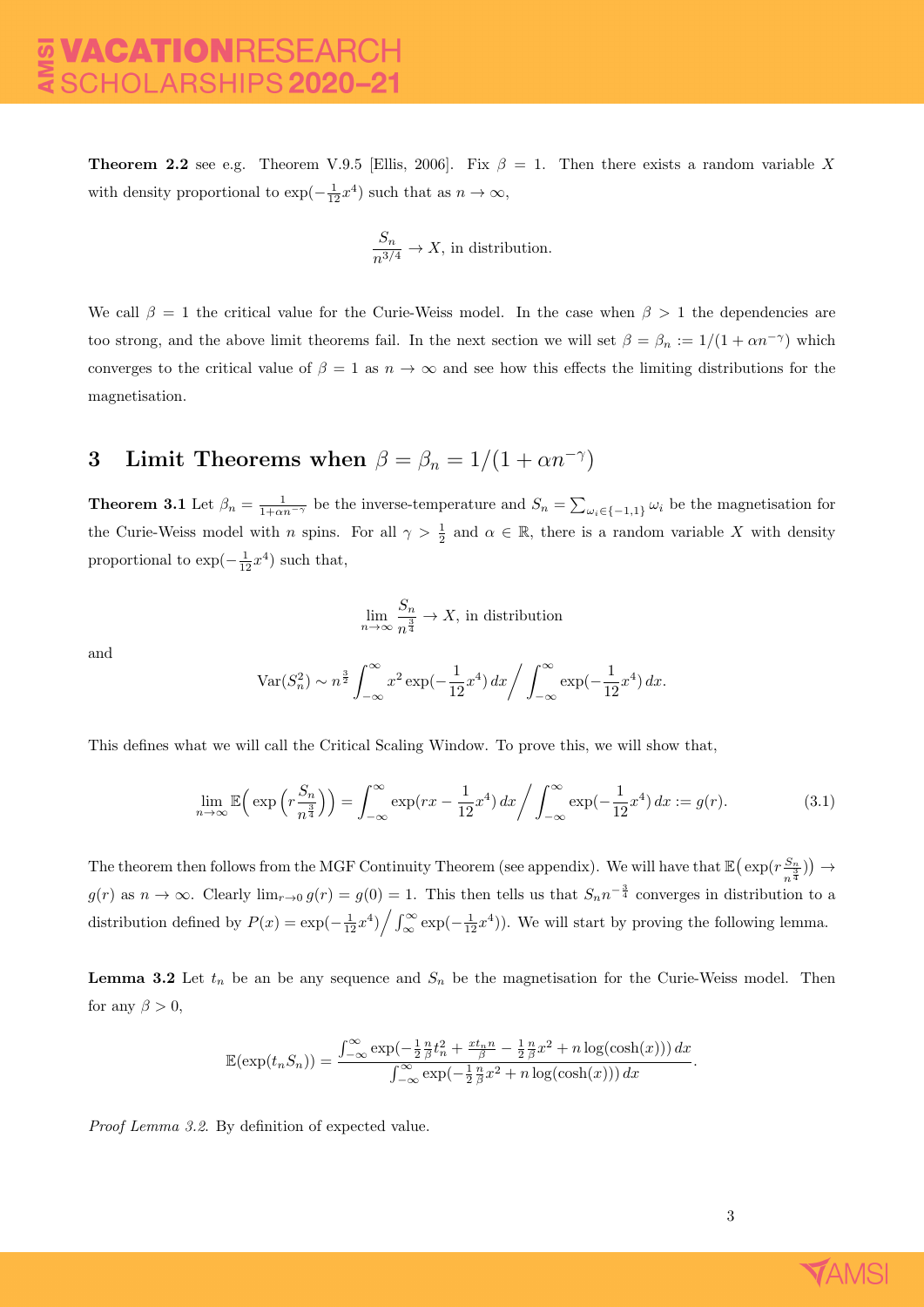**Theorem 2.2** see e.g. Theorem V.9.5 [Ellis, 2006]. Fix $\beta = 1$. Then there exists a random variable $X$ with density proportional to $\exp(-\frac{1}{12}x^4)$ such that as $n \to \infty$,

$$\frac{S_n}{n^{3/4}} \to X, \text{ in distribution.}$$

We call $\beta = 1$ the critical value for the Curie-Weiss model. In the case when $\beta > 1$ the dependencies are too strong, and the above limit theorems fail. In the next section we will set $\beta = \beta_n := 1/(1 + \alpha n^{-\gamma})$ which converges to the critical value of $\beta = 1$ as $n \to \infty$ and see how this effects the limiting distributions for the magnetisation.

# 3 Limit Theorems when $\beta = \beta_n = 1/(1 + \alpha n^{-\gamma})$

**Theorem 3.1** Let $\beta_n = \frac{1}{1+\alpha n^{-\gamma}}$ be the inverse-temperature and $S_n = \sum_{\omega_i \in \{-1,1\}} \omega_i$ be the magnetisation for the Curie-Weiss model with $n$ spins. For all $\gamma > \frac{1}{2}$ and $\alpha \in \mathbb{R}$, there is a random variable $X$ with density proportional to $\exp(-\frac{1}{12}x^4)$ such that,

$$\lim_{n\to\infty} \frac{S_n}{n^{\frac{3}{4}}} \to X, \text{ in distribution}$$

and

$$\operatorname{Var}(S_n^2) \sim n^{\frac{3}{2}} \int_{-\infty}^{\infty} x^2 \exp(-\frac{1}{12}x^4)\, dx \Big/ \int_{-\infty}^{\infty} \exp(-\frac{1}{12}x^4)\, dx.$$

This defines what we will call the Critical Scaling Window. To prove this, we will show that,

$$\lim_{n\to\infty} \mathbb{E}\Big( \exp\Big(r\frac{S_n}{n^{\frac{3}{4}}}\Big)\Big) = \int_{-\infty}^{\infty} \exp(rx - \frac{1}{12}x^4)\, dx \Big/ \int_{-\infty}^{\infty} \exp(-\frac{1}{12}x^4)\, dx := g(r). \tag{3.1}$$

The theorem then follows from the MGF Continuity Theorem (see appendix). We will have that $\mathbb{E}\big(\exp(r\frac{S_n}{n^{\frac{3}{4}}})\big) \to g(r)$ as $n \to \infty$. Clearly $\lim_{r\to 0} g(r) = g(0) = 1$. This then tells us that $S_n n^{-\frac{3}{4}}$ converges in distribution to a distribution defined by $P(x) = \exp(-\frac{1}{12}x^4) \Big/ \int_{\infty}^{\infty} \exp(-\frac{1}{12}x^4))$. We will start by proving the following lemma.

**Lemma 3.2** Let $t_n$ be an be any sequence and $S_n$ be the magnetisation for the Curie-Weiss model. Then for any $\beta > 0$,

$$\mathbb{E}(\exp(t_n S_n)) = \frac{\int_{-\infty}^{\infty} \exp(-\frac{1}{2}\frac{n}{\beta}t_n^2 + \frac{x t_n n}{\beta} - \frac{1}{2}\frac{n}{\beta}x^2 + n\log(\cosh(x)))\, dx}{\int_{-\infty}^{\infty} \exp(-\frac{1}{2}\frac{n}{\beta}x^2 + n\log(\cosh(x)))\, dx}.$$

*Proof Lemma 3.2.* By definition of expected value.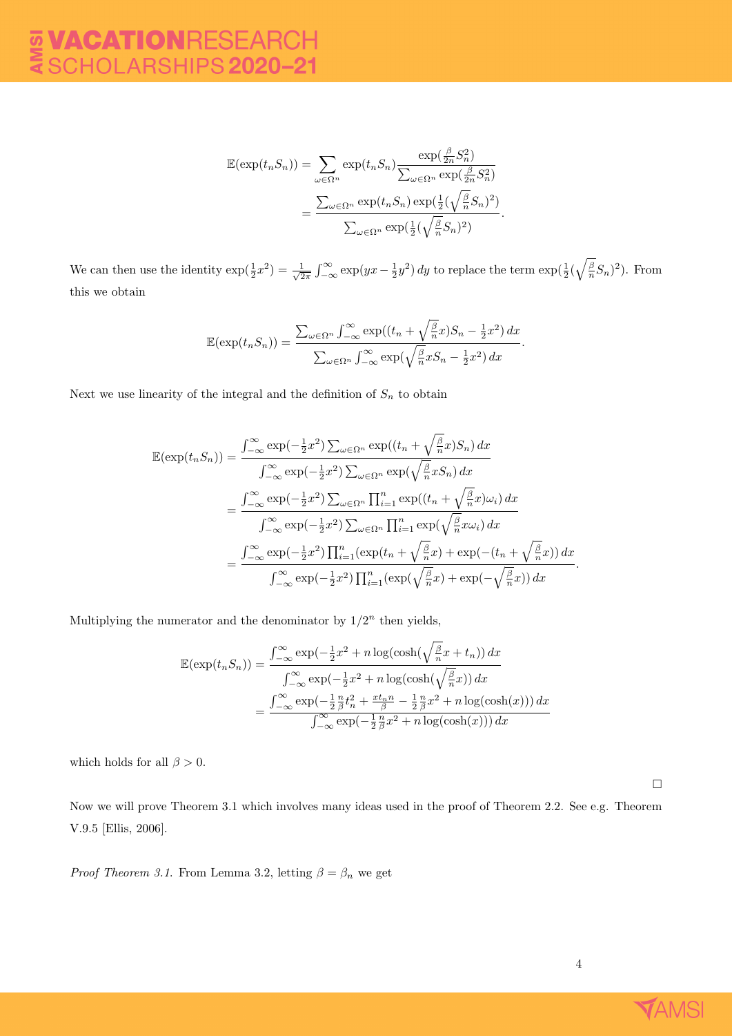$$
\begin{aligned}
\mathbb{E}(\exp(t_n S_n)) &= \sum_{\omega \in \Omega^n} \exp(t_n S_n) \frac{\exp(\frac{\beta}{2n} S_n^2)}{\sum_{\omega \in \Omega^n} \exp(\frac{\beta}{2n} S_n^2)} \\
&= \frac{\sum_{\omega \in \Omega^n} \exp(t_n S_n) \exp(\frac{1}{2}(\sqrt{\frac{\beta}{n}} S_n)^2)}{\sum_{\omega \in \Omega^n} \exp(\frac{1}{2}(\sqrt{\frac{\beta}{n}} S_n)^2)}.
\end{aligned}
$$

We can then use the identity $\exp(\frac{1}{2}x^2) = \frac{1}{\sqrt{2\pi}} \int_{-\infty}^{\infty} \exp(yx - \frac{1}{2}y^2)\, dy$ to replace the term $\exp(\frac{1}{2}(\sqrt{\frac{\beta}{n}} S_n)^2)$. From this we obtain

$$
\mathbb{E}(\exp(t_n S_n)) = \frac{\sum_{\omega \in \Omega^n} \int_{-\infty}^{\infty} \exp((t_n + \sqrt{\frac{\beta}{n}} x) S_n - \frac{1}{2}x^2)\, dx}{\sum_{\omega \in \Omega^n} \int_{-\infty}^{\infty} \exp(\sqrt{\frac{\beta}{n}} x S_n - \frac{1}{2}x^2)\, dx}.
$$

Next we use linearity of the integral and the definition of $S_n$ to obtain

$$
\begin{aligned}
\mathbb{E}(\exp(t_n S_n)) &= \frac{\int_{-\infty}^{\infty} \exp(-\frac{1}{2}x^2) \sum_{\omega \in \Omega^n} \exp((t_n + \sqrt{\frac{\beta}{n}} x) S_n)\, dx}{\int_{-\infty}^{\infty} \exp(-\frac{1}{2}x^2) \sum_{\omega \in \Omega^n} \exp(\sqrt{\frac{\beta}{n}} x S_n)\, dx} \\
&= \frac{\int_{-\infty}^{\infty} \exp(-\frac{1}{2}x^2) \sum_{\omega \in \Omega^n} \prod_{i=1}^n \exp((t_n + \sqrt{\frac{\beta}{n}} x)\omega_i)\, dx}{\int_{-\infty}^{\infty} \exp(-\frac{1}{2}x^2) \sum_{\omega \in \Omega^n} \prod_{i=1}^n \exp(\sqrt{\frac{\beta}{n}} x \omega_i)\, dx} \\
&= \frac{\int_{-\infty}^{\infty} \exp(-\frac{1}{2}x^2) \prod_{i=1}^n (\exp(t_n + \sqrt{\frac{\beta}{n}} x) + \exp(-(t_n + \sqrt{\frac{\beta}{n}} x))\, dx}{\int_{-\infty}^{\infty} \exp(-\frac{1}{2}x^2) \prod_{i=1}^n (\exp(\sqrt{\frac{\beta}{n}} x) + \exp(-\sqrt{\frac{\beta}{n}} x))\, dx}.
\end{aligned}
$$

Multiplying the numerator and the denominator by $1/2^n$ then yields,

$$
\begin{aligned}
\mathbb{E}(\exp(t_n S_n)) &= \frac{\int_{-\infty}^{\infty} \exp(-\frac{1}{2}x^2 + n \log(\cosh(\sqrt{\frac{\beta}{n}} x + t_n))\, dx}{\int_{-\infty}^{\infty} \exp(-\frac{1}{2}x^2 + n \log(\cosh(\sqrt{\frac{\beta}{n}} x))\, dx} \\
&= \frac{\int_{-\infty}^{\infty} \exp(-\frac{1}{2}\frac{n}{\beta} t_n^2 + \frac{x t_n n}{\beta} - \frac{1}{2}\frac{n}{\beta} x^2 + n \log(\cosh(x)))\, dx}{\int_{-\infty}^{\infty} \exp(-\frac{1}{2}\frac{n}{\beta} x^2 + n \log(\cosh(x)))\, dx}
\end{aligned}
$$

which holds for all $\beta > 0$.

□

Now we will prove Theorem 3.1 which involves many ideas used in the proof of Theorem 2.2. See e.g. Theorem V.9.5 [Ellis, 2006].

*Proof Theorem 3.1.* From Lemma 3.2, letting $\beta = \beta_n$ we get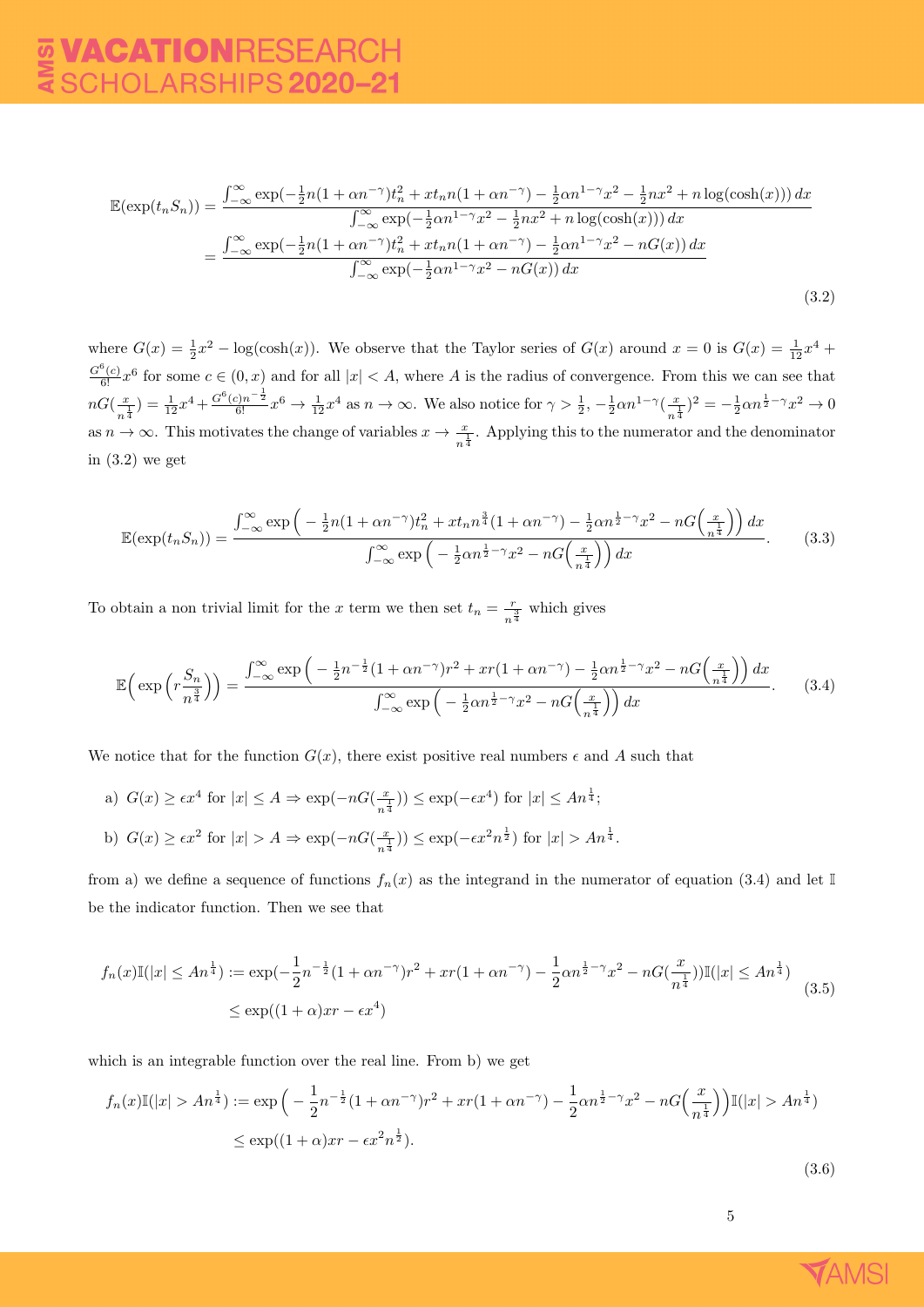$$
\begin{aligned}
\mathbb{E}(\exp(t_n S_n)) &= \frac{\int_{-\infty}^{\infty} \exp(-\frac{1}{2}n(1+\alpha n^{-\gamma})t_n^2 + x t_n n(1+\alpha n^{-\gamma}) - \frac{1}{2}\alpha n^{1-\gamma}x^2 - \frac{1}{2}nx^2 + n\log(\cosh(x)))\,dx}{\int_{-\infty}^{\infty} \exp(-\frac{1}{2}\alpha n^{1-\gamma}x^2 - \frac{1}{2}nx^2 + n\log(\cosh(x)))\,dx} \\
&= \frac{\int_{-\infty}^{\infty} \exp(-\frac{1}{2}n(1+\alpha n^{-\gamma})t_n^2 + x t_n n(1+\alpha n^{-\gamma}) - \frac{1}{2}\alpha n^{1-\gamma}x^2 - nG(x))\,dx}{\int_{-\infty}^{\infty} \exp(-\frac{1}{2}\alpha n^{1-\gamma}x^2 - nG(x))\,dx}
\end{aligned}
\tag{3.2}
$$

where $G(x) = \frac{1}{2}x^2 - \log(\cosh(x))$. We observe that the Taylor series of $G(x)$ around $x = 0$ is $G(x) = \frac{1}{12}x^4 + \frac{G^6(c)}{6!}x^6$ for some $c \in (0, x)$ and for all $|x| < A$, where $A$ is the radius of convergence. From this we can see that $nG(\frac{x}{n^{\frac{1}{4}}}) = \frac{1}{12}x^4 + \frac{G^6(c)n^{-\frac{1}{2}}}{6!}x^6 \to \frac{1}{12}x^4$ as $n \to \infty$. We also notice for $\gamma > \frac{1}{2}$, $-\frac{1}{2}\alpha n^{1-\gamma}(\frac{x}{n^{\frac{1}{4}}})^2 = -\frac{1}{2}\alpha n^{\frac{1}{2}-\gamma}x^2 \to 0$ as $n \to \infty$. This motivates the change of variables $x \to \frac{x}{n^{\frac{1}{4}}}$. Applying this to the numerator and the denominator in (3.2) we get

$$
\mathbb{E}(\exp(t_n S_n)) = \frac{\int_{-\infty}^{\infty} \exp\Big(-\frac{1}{2}n(1+\alpha n^{-\gamma})t_n^2 + x t_n n^{\frac{3}{4}}(1+\alpha n^{-\gamma}) - \frac{1}{2}\alpha n^{\frac{1}{2}-\gamma}x^2 - nG\Big(\frac{x}{n^{\frac{1}{4}}}\Big)\Big)\,dx}{\int_{-\infty}^{\infty} \exp\Big(-\frac{1}{2}\alpha n^{\frac{1}{2}-\gamma}x^2 - nG\Big(\frac{x}{n^{\frac{1}{4}}}\Big)\Big)\,dx}. \tag{3.3}
$$

To obtain a non trivial limit for the $x$ term we then set $t_n = \frac{r}{n^{\frac{3}{4}}}$ which gives

$$
\mathbb{E}\Big(\exp\Big(r\frac{S_n}{n^{\frac{3}{4}}}\Big)\Big) = \frac{\int_{-\infty}^{\infty} \exp\Big(-\frac{1}{2}n^{-\frac{1}{2}}(1+\alpha n^{-\gamma})r^2 + xr(1+\alpha n^{-\gamma}) - \frac{1}{2}\alpha n^{\frac{1}{2}-\gamma}x^2 - nG\Big(\frac{x}{n^{\frac{1}{4}}}\Big)\Big)\,dx}{\int_{-\infty}^{\infty} \exp\Big(-\frac{1}{2}\alpha n^{\frac{1}{2}-\gamma}x^2 - nG\Big(\frac{x}{n^{\frac{1}{4}}}\Big)\Big)\,dx}. \tag{3.4}
$$

We notice that for the function $G(x)$, there exist positive real numbers $\epsilon$ and $A$ such that

a) $G(x) \geq \epsilon x^4$ for $|x| \leq A \Rightarrow \exp(-nG(\frac{x}{n^{\frac{1}{4}}})) \leq \exp(-\epsilon x^4)$ for $|x| \leq An^{\frac{1}{4}}$;

b) $G(x) \geq \epsilon x^2$ for $|x| > A \Rightarrow \exp(-nG(\frac{x}{n^{\frac{1}{4}}})) \leq \exp(-\epsilon x^2 n^{\frac{1}{2}})$ for $|x| > An^{\frac{1}{4}}$.

from a) we define a sequence of functions $f_n(x)$ as the integrand in the numerator of equation (3.4) and let $\mathbb{I}$ be the indicator function. Then we see that

$$
\begin{aligned}
f_n(x)\mathbb{I}(|x| \leq An^{\frac{1}{4}}) &:= \exp(-\frac{1}{2}n^{-\frac{1}{2}}(1+\alpha n^{-\gamma})r^2 + xr(1+\alpha n^{-\gamma}) - \frac{1}{2}\alpha n^{\frac{1}{2}-\gamma}x^2 - nG(\frac{x}{n^{\frac{1}{4}}}))\mathbb{I}(|x| \leq An^{\frac{1}{4}}) \\
&\leq \exp((1+\alpha)xr - \epsilon x^4)
\end{aligned}
\tag{3.5}
$$

which is an integrable function over the real line. From b) we get

$$
\begin{aligned}
f_n(x)\mathbb{I}(|x| > An^{\frac{1}{4}}) &:= \exp\Big(-\frac{1}{2}n^{-\frac{1}{2}}(1+\alpha n^{-\gamma})r^2 + xr(1+\alpha n^{-\gamma}) - \frac{1}{2}\alpha n^{\frac{1}{2}-\gamma}x^2 - nG\Big(\frac{x}{n^{\frac{1}{4}}}\Big)\Big)\mathbb{I}(|x| > An^{\frac{1}{4}}) \\
&\leq \exp((1+\alpha)xr - \epsilon x^2 n^{\frac{1}{2}}).
\end{aligned}
\tag{3.6}
$$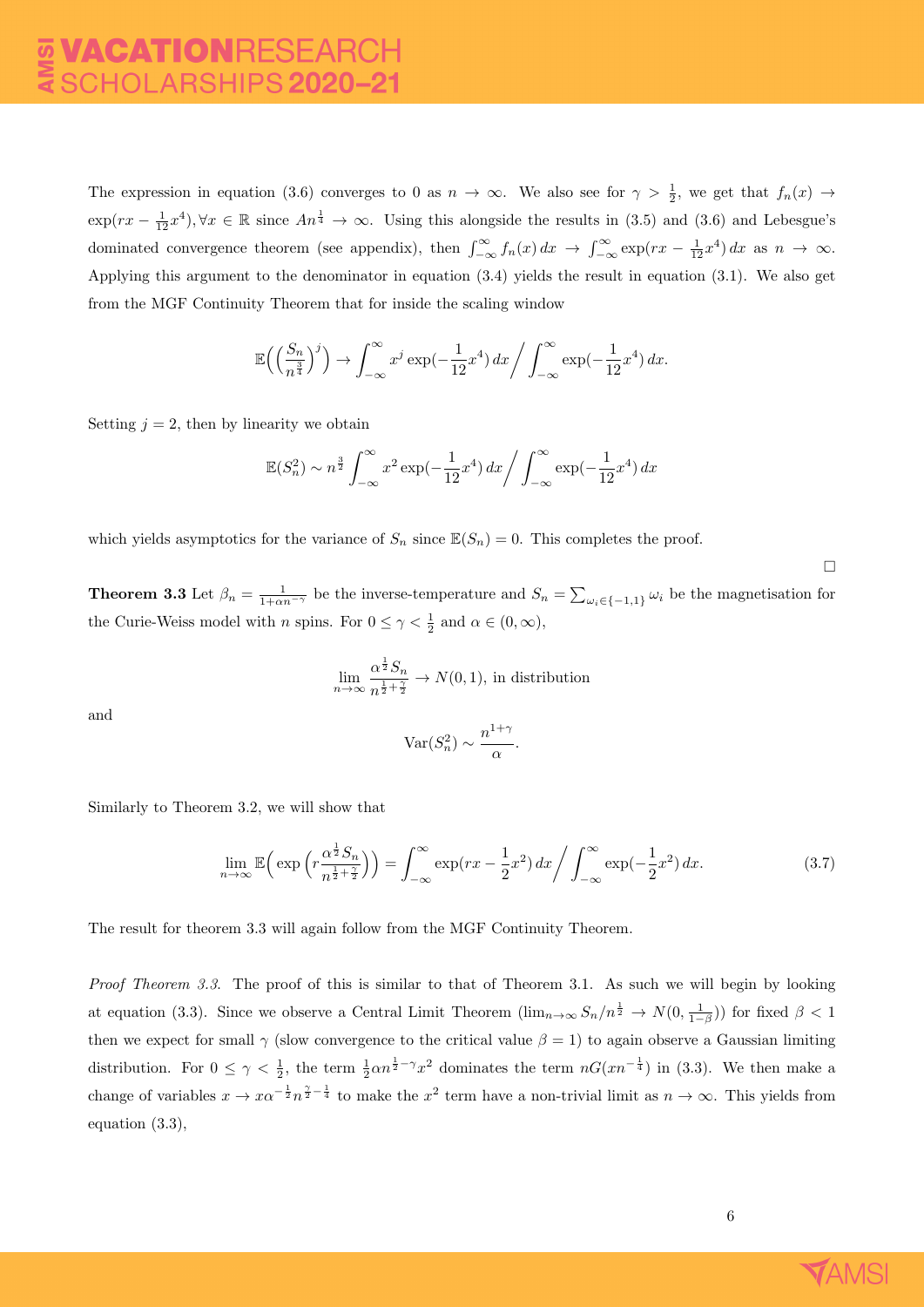The expression in equation (3.6) converges to 0 as $n \to \infty$. We also see for $\gamma > \frac{1}{2}$, we get that $f_n(x) \to \exp(rx - \frac{1}{12}x^4), \forall x \in \mathbb{R}$ since $An^{\frac{1}{4}} \to \infty$. Using this alongside the results in (3.5) and (3.6) and Lebesgue's dominated convergence theorem (see appendix), then $\int_{-\infty}^{\infty} f_n(x)\,dx \to \int_{-\infty}^{\infty} \exp(rx - \frac{1}{12}x^4)\,dx$ as $n \to \infty$. Applying this argument to the denominator in equation (3.4) yields the result in equation (3.1). We also get from the MGF Continuity Theorem that for inside the scaling window

$$\mathbb{E}\Big(\Big(\frac{S_n}{n^{\frac{3}{4}}}\Big)^j\Big) \to \int_{-\infty}^{\infty} x^j \exp(-\frac{1}{12}x^4)\,dx \Big/ \int_{-\infty}^{\infty} \exp(-\frac{1}{12}x^4)\,dx.$$

Setting $j = 2$, then by linearity we obtain

$$\mathbb{E}(S_n^2) \sim n^{\frac{3}{2}} \int_{-\infty}^{\infty} x^2 \exp(-\frac{1}{12}x^4)\,dx \Big/ \int_{-\infty}^{\infty} \exp(-\frac{1}{12}x^4)\,dx$$

which yields asymptotics for the variance of $S_n$ since $\mathbb{E}(S_n) = 0$. This completes the proof.

□

**Theorem 3.3** Let $\beta_n = \frac{1}{1+\alpha n^{-\gamma}}$ be the inverse-temperature and $S_n = \sum_{\omega_i \in \{-1,1\}} \omega_i$ be the magnetisation for the Curie-Weiss model with $n$ spins. For $0 \leq \gamma < \frac{1}{2}$ and $\alpha \in (0, \infty)$,

$$\lim_{n\to\infty} \frac{\alpha^{\frac{1}{2}} S_n}{n^{\frac{1}{2}+\frac{\gamma}{2}}} \to N(0,1), \text{ in distribution}$$

and

$$\mathrm{Var}(S_n^2) \sim \frac{n^{1+\gamma}}{\alpha}.$$

Similarly to Theorem 3.2, we will show that

$$\lim_{n\to\infty} \mathbb{E}\Big(\exp\Big(r\frac{\alpha^{\frac{1}{2}} S_n}{n^{\frac{1}{2}+\frac{\gamma}{2}}}\Big)\Big) = \int_{-\infty}^{\infty} \exp(rx - \frac{1}{2}x^2)\,dx \Big/ \int_{-\infty}^{\infty} \exp(-\frac{1}{2}x^2)\,dx. \tag{3.7}$$

The result for theorem 3.3 will again follow from the MGF Continuity Theorem.

*Proof Theorem 3.3.* The proof of this is similar to that of Theorem 3.1. As such we will begin by looking at equation (3.3). Since we observe a Central Limit Theorem ($\lim_{n\to\infty} S_n/n^{\frac{1}{2}} \to N(0, \frac{1}{1-\beta})$) for fixed $\beta < 1$ then we expect for small $\gamma$ (slow convergence to the critical value $\beta = 1$) to again observe a Gaussian limiting distribution. For $0 \leq \gamma < \frac{1}{2}$, the term $\frac{1}{2}\alpha n^{\frac{1}{2}-\gamma}x^2$ dominates the term $nG(xn^{-\frac{1}{4}})$ in (3.3). We then make a change of variables $x \to x\alpha^{-\frac{1}{2}}n^{\frac{\gamma}{2}-\frac{1}{4}}$ to make the $x^2$ term have a non-trivial limit as $n \to \infty$. This yields from equation (3.3),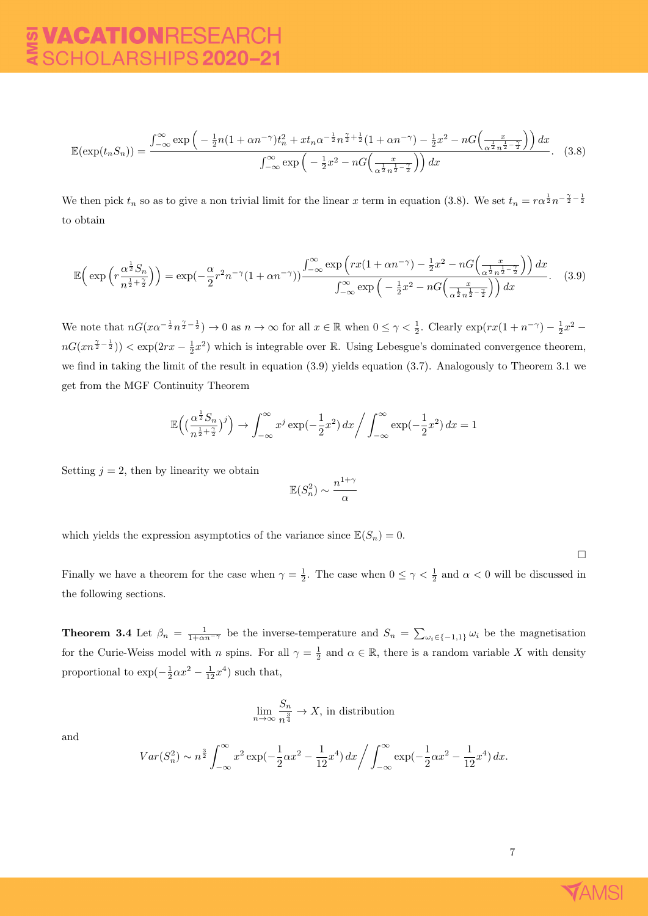$$\mathbb{E}(\exp(t_n S_n)) = \frac{\int_{-\infty}^{\infty} \exp\Big(-\frac{1}{2}n(1+\alpha n^{-\gamma})t_n^2 + x t_n \alpha^{-\frac{1}{2}} n^{\frac{\gamma}{2}+\frac{1}{2}}(1+\alpha n^{-\gamma}) - \frac{1}{2}x^2 - nG\Big(\frac{x}{\alpha^{\frac{1}{2}} n^{\frac{1}{2}-\frac{\gamma}{2}}}\Big)\Big)\,dx}{\int_{-\infty}^{\infty} \exp\Big(-\frac{1}{2}x^2 - nG\Big(\frac{x}{\alpha^{\frac{1}{2}} n^{\frac{1}{2}-\frac{\gamma}{2}}}\Big)\Big)\,dx}. \quad (3.8)$$

We then pick $t_n$ so as to give a non trivial limit for the linear $x$ term in equation (3.8). We set $t_n = r\alpha^{\frac{1}{2}} n^{-\frac{\gamma}{2}-\frac{1}{2}}$ to obtain

$$\mathbb{E}\Big(\exp\Big(r\frac{\alpha^{\frac{1}{2}} S_n}{n^{\frac{1}{2}+\frac{\gamma}{2}}}\Big)\Big) = \exp(-\frac{\alpha}{2}r^2 n^{-\gamma}(1+\alpha n^{-\gamma}))\frac{\int_{-\infty}^{\infty} \exp\Big(rx(1+\alpha n^{-\gamma}) - \frac{1}{2}x^2 - nG\Big(\frac{x}{\alpha^{\frac{1}{2}} n^{\frac{1}{2}-\frac{\gamma}{2}}}\Big)\Big)\,dx}{\int_{-\infty}^{\infty} \exp\Big(-\frac{1}{2}x^2 - nG\Big(\frac{x}{\alpha^{\frac{1}{2}} n^{\frac{1}{2}-\frac{\gamma}{2}}}\Big)\Big)\,dx}. \quad (3.9)$$

We note that $nG(x\alpha^{-\frac{1}{2}} n^{\frac{\gamma}{2}-\frac{1}{2}}) \to 0$ as $n \to \infty$ for all $x \in \mathbb{R}$ when $0 \le \gamma < \frac{1}{2}$. Clearly $\exp(rx(1+n^{-\gamma}) - \frac{1}{2}x^2 - nG(xn^{\frac{\gamma}{2}-\frac{1}{2}})) < \exp(2rx - \frac{1}{2}x^2)$ which is integrable over $\mathbb{R}$. Using Lebesgue's dominated convergence theorem, we find in taking the limit of the result in equation (3.9) yields equation (3.7). Analogously to Theorem 3.1 we get from the MGF Continuity Theorem

$$\mathbb{E}\Big(\big(\frac{\alpha^{\frac{1}{2}} S_n}{n^{\frac{1}{2}+\frac{\gamma}{2}}}\big)^j\Big) \to \int_{-\infty}^{\infty} x^j \exp(-\frac{1}{2}x^2)\,dx \Big/ \int_{-\infty}^{\infty} \exp(-\frac{1}{2}x^2)\,dx = 1$$

Setting $j = 2$, then by linearity we obtain

$$\mathbb{E}(S_n^2) \sim \frac{n^{1+\gamma}}{\alpha}$$

which yields the expression asymptotics of the variance since $\mathbb{E}(S_n) = 0$.

□

Finally we have a theorem for the case when $\gamma = \frac{1}{2}$. The case when $0 \le \gamma < \frac{1}{2}$ and $\alpha < 0$ will be discussed in the following sections.

**Theorem 3.4** Let $\beta_n = \frac{1}{1+\alpha n^{-\gamma}}$ be the inverse-temperature and $S_n = \sum_{\omega_i \in \{-1,1\}} \omega_i$ be the magnetisation for the Curie-Weiss model with $n$ spins. For all $\gamma = \frac{1}{2}$ and $\alpha \in \mathbb{R}$, there is a random variable $X$ with density proportional to $\exp(-\frac{1}{2}\alpha x^2 - \frac{1}{12}x^4)$ such that,

$$\lim_{n\to\infty} \frac{S_n}{n^{\frac{3}{4}}} \to X, \text{ in distribution}$$

and

$$Var(S_n^2) \sim n^{\frac{3}{2}} \int_{-\infty}^{\infty} x^2 \exp(-\frac{1}{2}\alpha x^2 - \frac{1}{12}x^4)\,dx \Big/ \int_{-\infty}^{\infty} \exp(-\frac{1}{2}\alpha x^2 - \frac{1}{12}x^4)\,dx.$$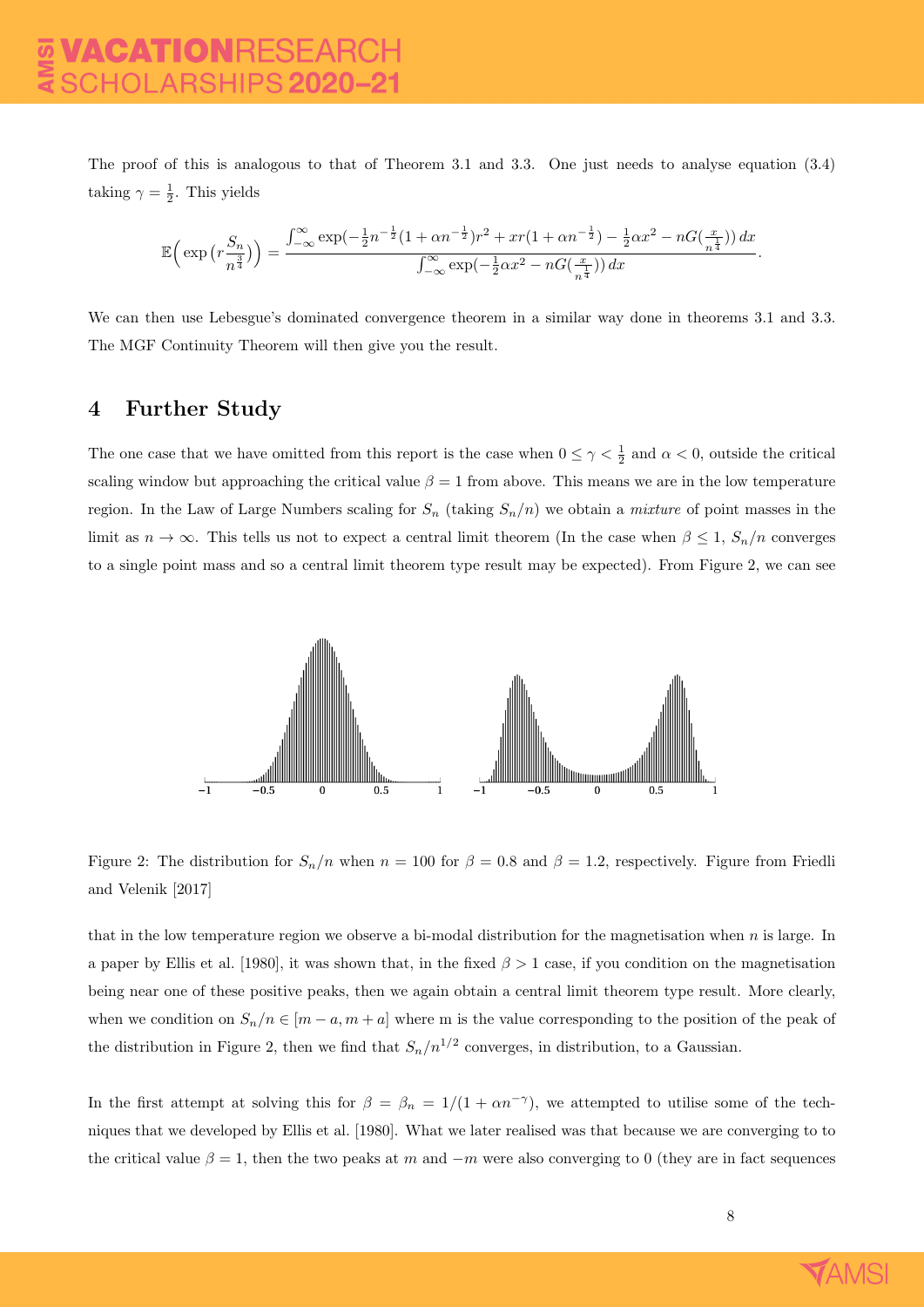The proof of this is analogous to that of Theorem 3.1 and 3.3. One just needs to analyse equation (3.4) taking $\gamma = \frac{1}{2}$. This yields

$$\mathbb{E}\Big(\exp\big(r\frac{S_n}{n^{\frac{3}{4}}}\big)\Big) = \frac{\int_{-\infty}^{\infty} \exp(-\frac{1}{2}n^{-\frac{1}{2}}(1+\alpha n^{-\frac{1}{2}})r^2 + xr(1+\alpha n^{-\frac{1}{2}}) - \frac{1}{2}\alpha x^2 - nG(\frac{x}{n^{\frac{1}{4}}}))\,dx}{\int_{-\infty}^{\infty} \exp(-\frac{1}{2}\alpha x^2 - nG(\frac{x}{n^{\frac{1}{4}}}))\,dx}.$$

We can then use Lebesgue's dominated convergence theorem in a similar way done in theorems 3.1 and 3.3. The MGF Continuity Theorem will then give you the result.

## 4 Further Study

The one case that we have omitted from this report is the case when $0 \leq \gamma < \frac{1}{2}$ and $\alpha < 0$, outside the critical scaling window but approaching the critical value $\beta = 1$ from above. This means we are in the low temperature region. In the Law of Large Numbers scaling for $S_n$ (taking $S_n/n$) we obtain a *mixture* of point masses in the limit as $n \to \infty$. This tells us not to expect a central limit theorem (In the case when $\beta \leq 1$, $S_n/n$ converges to a single point mass and so a central limit theorem type result may be expected). From Figure 2, we can see

Figure 2: The distribution for $S_n/n$ when $n = 100$ for $\beta = 0.8$ and $\beta = 1.2$, respectively. Figure from Friedli and Velenik [2017]

that in the low temperature region we observe a bi-modal distribution for the magnetisation when $n$ is large. In a paper by Ellis et al. [1980], it was shown that, in the fixed $\beta > 1$ case, if you condition on the magnetisation being near one of these positive peaks, then we again obtain a central limit theorem type result. More clearly, when we condition on $S_n/n \in [m - a, m + a]$ where m is the value corresponding to the position of the peak of the distribution in Figure 2, then we find that $S_n/n^{1/2}$ converges, in distribution, to a Gaussian.

In the first attempt at solving this for $\beta = \beta_n = 1/(1 + \alpha n^{-\gamma})$, we attempted to utilise some of the techniques that we developed by Ellis et al. [1980]. What we later realised was that because we are converging to to the critical value $\beta = 1$, then the two peaks at $m$ and $-m$ were also converging to 0 (they are in fact sequences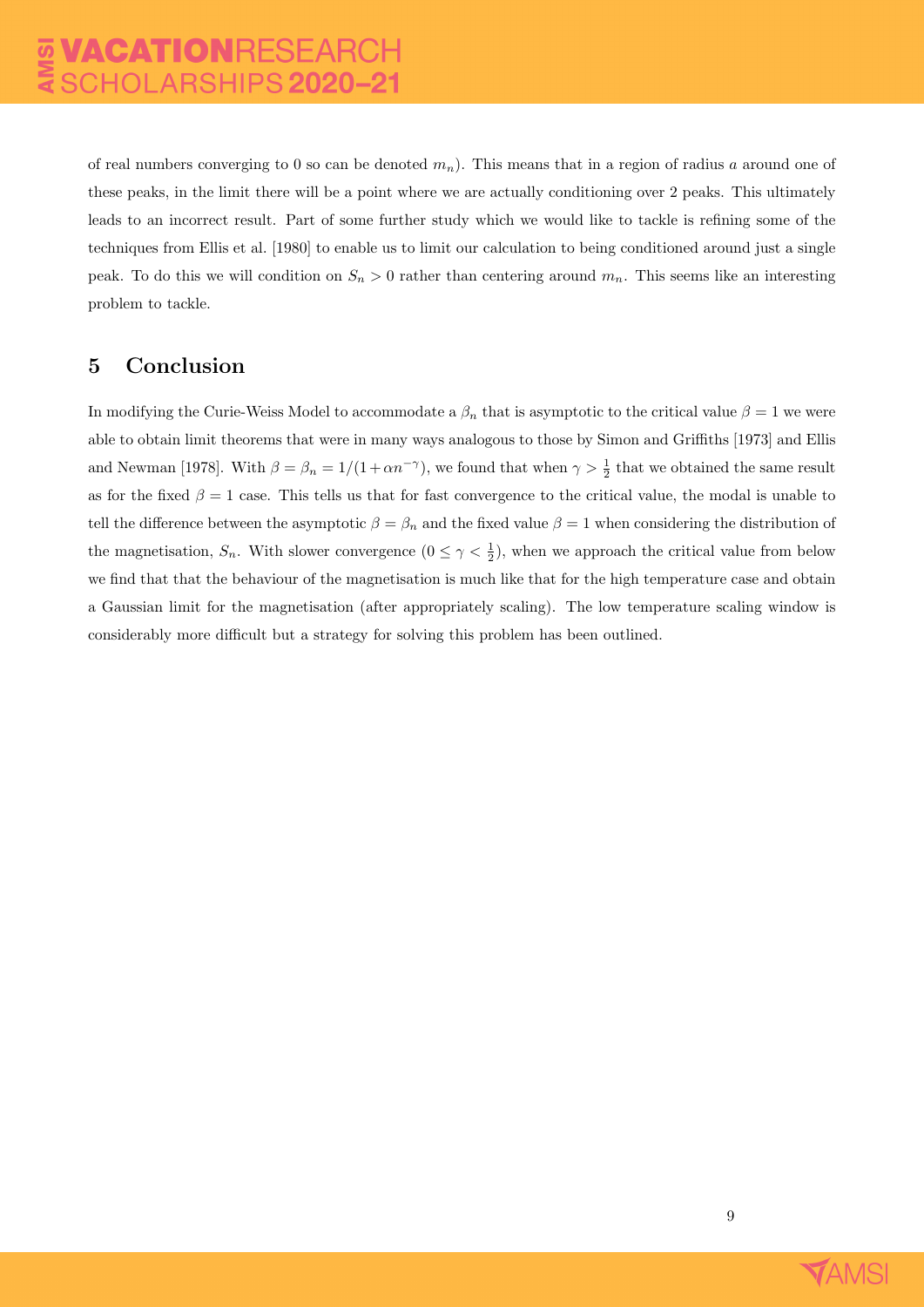of real numbers converging to 0 so can be denoted $m_n$). This means that in a region of radius $a$ around one of these peaks, in the limit there will be a point where we are actually conditioning over 2 peaks. This ultimately leads to an incorrect result. Part of some further study which we would like to tackle is refining some of the techniques from Ellis et al. [1980] to enable us to limit our calculation to being conditioned around just a single peak. To do this we will condition on $S_n > 0$ rather than centering around $m_n$. This seems like an interesting problem to tackle.

## 5 Conclusion

In modifying the Curie-Weiss Model to accommodate a $\beta_n$ that is asymptotic to the critical value $\beta = 1$ we were able to obtain limit theorems that were in many ways analogous to those by Simon and Griffiths [1973] and Ellis and Newman [1978]. With $\beta = \beta_n = 1/(1 + \alpha n^{-\gamma})$, we found that when $\gamma > \frac{1}{2}$ that we obtained the same result as for the fixed $\beta = 1$ case. This tells us that for fast convergence to the critical value, the modal is unable to tell the difference between the asymptotic $\beta = \beta_n$ and the fixed value $\beta = 1$ when considering the distribution of the magnetisation, $S_n$. With slower convergence ($0 \leq \gamma < \frac{1}{2}$), when we approach the critical value from below we find that that the behaviour of the magnetisation is much like that for the high temperature case and obtain a Gaussian limit for the magnetisation (after appropriately scaling). The low temperature scaling window is considerably more difficult but a strategy for solving this problem has been outlined.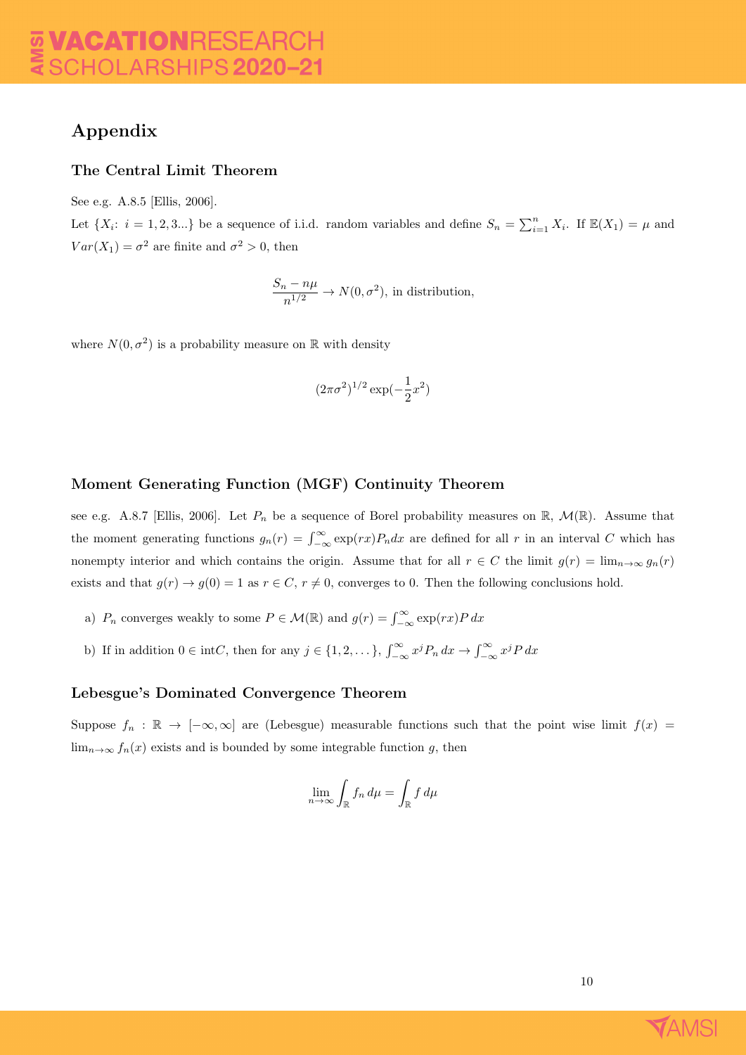## Appendix

### The Central Limit Theorem

See e.g. A.8.5 [Ellis, 2006].

Let $\{X_i\colon\ i = 1, 2, 3...\}$ be a sequence of i.i.d. random variables and define $S_n = \sum_{i=1}^{n} X_i$. If $\mathbb{E}(X_1) = \mu$ and $Var(X_1) = \sigma^2$ are finite and $\sigma^2 > 0$, then

$$\frac{S_n - n\mu}{n^{1/2}} \to N(0, \sigma^2), \text{ in distribution,}$$

where $N(0, \sigma^2)$ is a probability measure on $\mathbb{R}$ with density

$$(2\pi\sigma^2)^{1/2} \exp(-\frac{1}{2}x^2)$$

### Moment Generating Function (MGF) Continuity Theorem

see e.g. A.8.7 [Ellis, 2006]. Let $P_n$ be a sequence of Borel probability measures on $\mathbb{R}$, $\mathcal{M}(\mathbb{R})$. Assume that the moment generating functions $g_n(r) = \int_{-\infty}^{\infty} \exp(rx) P_n dx$ are defined for all $r$ in an interval $C$ which has nonempty interior and which contains the origin. Assume that for all $r \in C$ the limit $g(r) = \lim_{n\to\infty} g_n(r)$ exists and that $g(r) \to g(0) = 1$ as $r \in C$, $r \neq 0$, converges to 0. Then the following conclusions hold.

a) $P_n$ converges weakly to some $P \in \mathcal{M}(\mathbb{R})$ and $g(r) = \int_{-\infty}^{\infty} \exp(rx) P\, dx$

b) If in addition $0 \in \text{int}C$, then for any $j \in \{1, 2, \dots\}$, $\int_{-\infty}^{\infty} x^j P_n\, dx \to \int_{-\infty}^{\infty} x^j P\, dx$

### Lebesgue's Dominated Convergence Theorem

Suppose $f_n : \mathbb{R} \to [-\infty, \infty]$ are (Lebesgue) measurable functions such that the point wise limit $f(x) = \lim_{n\to\infty} f_n(x)$ exists and is bounded by some integrable function $g$, then

$$\lim_{n\to\infty} \int_{\mathbb{R}} f_n\, d\mu = \int_{\mathbb{R}} f\, d\mu$$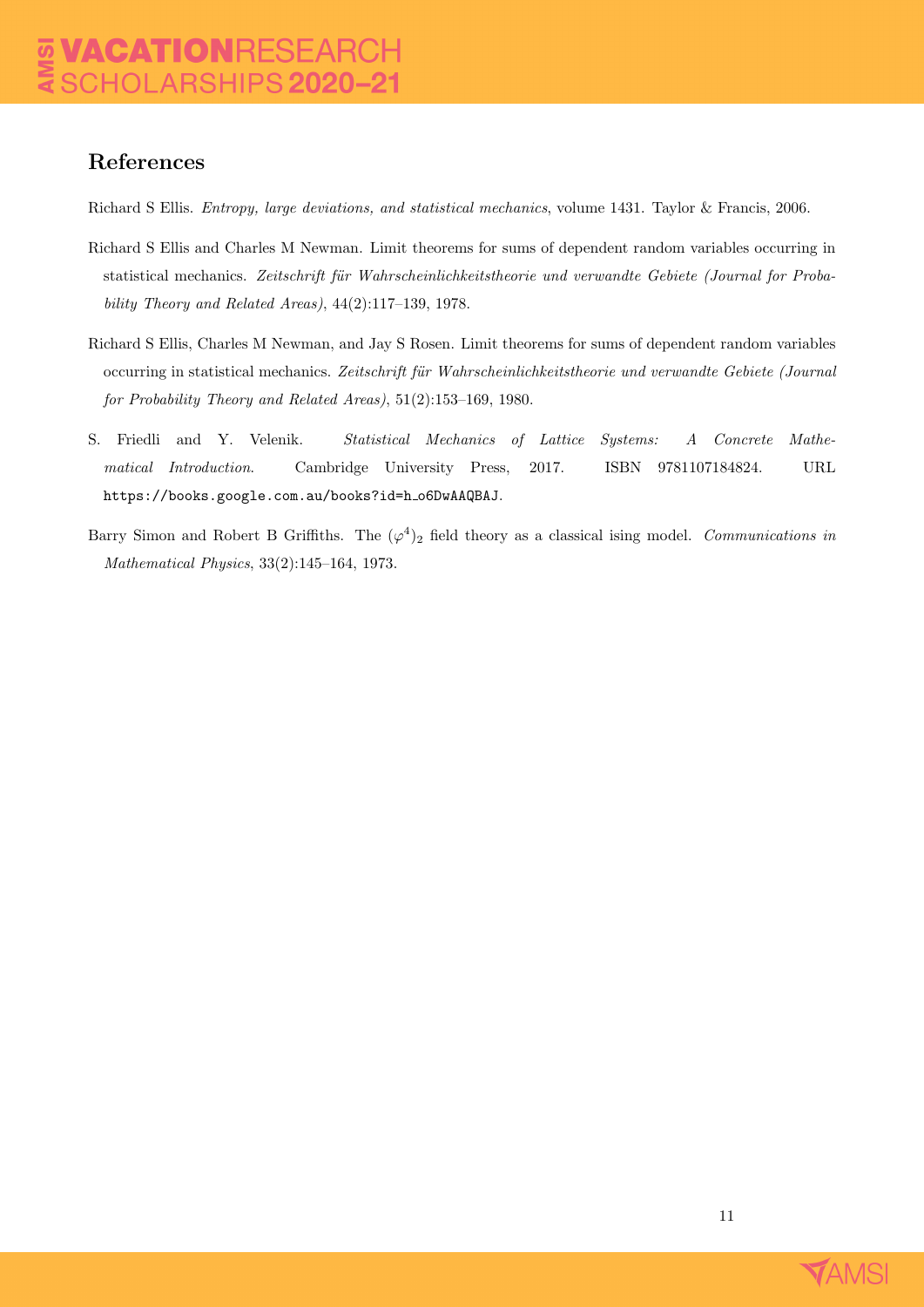## References

Richard S Ellis. *Entropy, large deviations, and statistical mechanics*, volume 1431. Taylor & Francis, 2006.

Richard S Ellis and Charles M Newman. Limit theorems for sums of dependent random variables occurring in statistical mechanics. *Zeitschrift für Wahrscheinlichkeitstheorie und verwandte Gebiete (Journal for Probability Theory and Related Areas)*, 44(2):117–139, 1978.

Richard S Ellis, Charles M Newman, and Jay S Rosen. Limit theorems for sums of dependent random variables occurring in statistical mechanics. *Zeitschrift für Wahrscheinlichkeitstheorie und verwandte Gebiete (Journal for Probability Theory and Related Areas)*, 51(2):153–169, 1980.

S. Friedli and Y. Velenik. *Statistical Mechanics of Lattice Systems: A Concrete Mathematical Introduction.* Cambridge University Press, 2017. ISBN 9781107184824. URL https://books.google.com.au/books?id=h_o6DwAAQBAJ.

Barry Simon and Robert B Griffiths. The $(\varphi^4)_2$ field theory as a classical ising model. *Communications in Mathematical Physics*, 33(2):145–164, 1973.